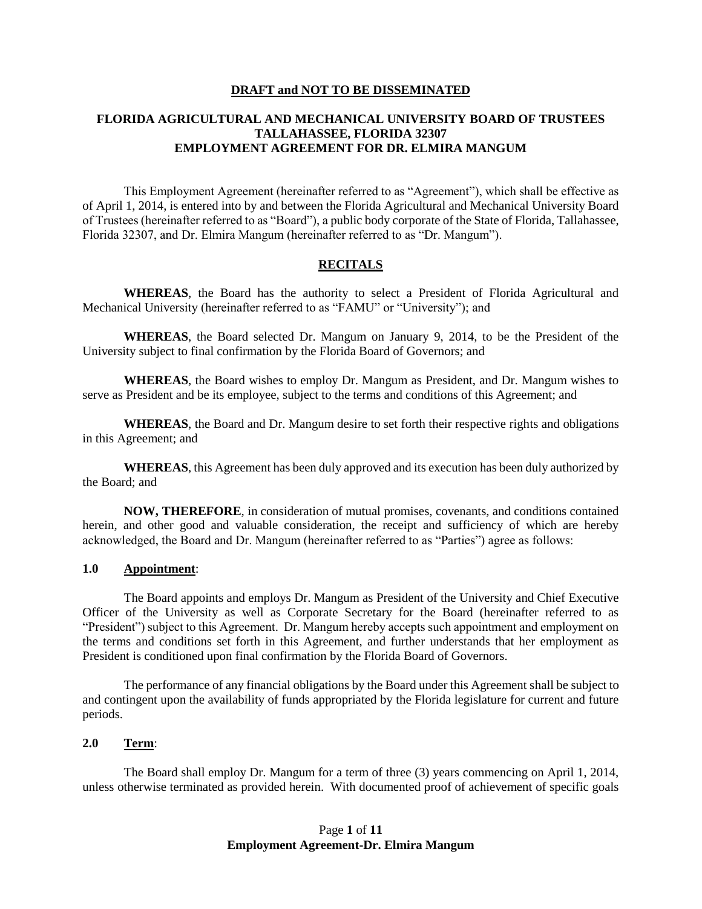**DRAFT and NOT TO BE DISSEMINATED**

**FLORIDA AGRICULTURAL AND MECHANICAL UNIVERSITY BOARD OF TRUSTEES**
**TALLAHASSEE, FLORIDA 32307**
**EMPLOYMENT AGREEMENT FOR DR. ELMIRA MANGUM**

This Employment Agreement (hereinafter referred to as "Agreement"), which shall be effective as of April 1, 2014, is entered into by and between the Florida Agricultural and Mechanical University Board of Trustees (hereinafter referred to as "Board"), a public body corporate of the State of Florida, Tallahassee, Florida 32307, and Dr. Elmira Mangum (hereinafter referred to as "Dr. Mangum").

## RECITALS

**WHEREAS**, the Board has the authority to select a President of Florida Agricultural and Mechanical University (hereinafter referred to as "FAMU" or "University"); and

**WHEREAS**, the Board selected Dr. Mangum on January 9, 2014, to be the President of the University subject to final confirmation by the Florida Board of Governors; and

**WHEREAS**, the Board wishes to employ Dr. Mangum as President, and Dr. Mangum wishes to serve as President and be its employee, subject to the terms and conditions of this Agreement; and

**WHEREAS**, the Board and Dr. Mangum desire to set forth their respective rights and obligations in this Agreement; and

**WHEREAS**, this Agreement has been duly approved and its execution has been duly authorized by the Board; and

**NOW, THEREFORE**, in consideration of mutual promises, covenants, and conditions contained herein, and other good and valuable consideration, the receipt and sufficiency of which are hereby acknowledged, the Board and Dr. Mangum (hereinafter referred to as "Parties") agree as follows:

### 1.0 Appointment:

The Board appoints and employs Dr. Mangum as President of the University and Chief Executive Officer of the University as well as Corporate Secretary for the Board (hereinafter referred to as "President") subject to this Agreement. Dr. Mangum hereby accepts such appointment and employment on the terms and conditions set forth in this Agreement, and further understands that her employment as President is conditioned upon final confirmation by the Florida Board of Governors.

The performance of any financial obligations by the Board under this Agreement shall be subject to and contingent upon the availability of funds appropriated by the Florida legislature for current and future periods.

### 2.0 Term:

The Board shall employ Dr. Mangum for a term of three (3) years commencing on April 1, 2014, unless otherwise terminated as provided herein. With documented proof of achievement of specific goals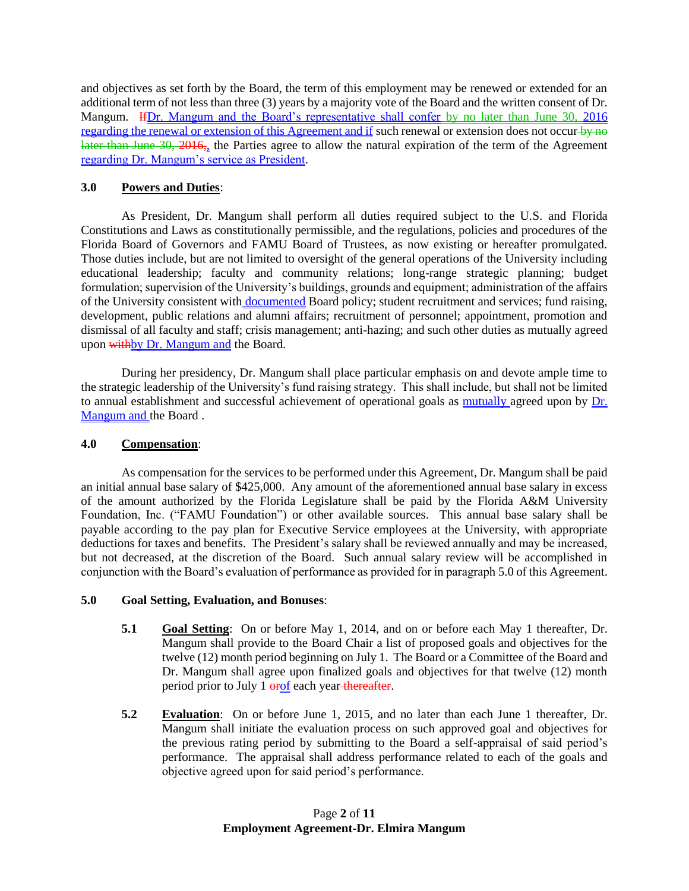and objectives as set forth by the Board, the term of this employment may be renewed or extended for an additional term of not less than three (3) years by a majority vote of the Board and the written consent of Dr. Mangum. ~~If~~Dr. Mangum and the Board's representative shall confer by no later than June 30, 2016 regarding the renewal or extension of this Agreement and if such renewal or extension does not occur~~ by no later than June 30, 2016,~~, the Parties agree to allow the natural expiration of the term of the Agreement regarding Dr. Mangum's service as President.

### 3.0 Powers and Duties:

As President, Dr. Mangum shall perform all duties required subject to the U.S. and Florida Constitutions and Laws as constitutionally permissible, and the regulations, policies and procedures of the Florida Board of Governors and FAMU Board of Trustees, as now existing or hereafter promulgated. Those duties include, but are not limited to oversight of the general operations of the University including educational leadership; faculty and community relations; long-range strategic planning; budget formulation; supervision of the University's buildings, grounds and equipment; administration of the affairs of the University consistent with documented Board policy; student recruitment and services; fund raising, development, public relations and alumni affairs; recruitment of personnel; appointment, promotion and dismissal of all faculty and staff; crisis management; anti-hazing; and such other duties as mutually agreed upon ~~with~~by Dr. Mangum and the Board.

During her presidency, Dr. Mangum shall place particular emphasis on and devote ample time to the strategic leadership of the University's fund raising strategy. This shall include, but shall not be limited to annual establishment and successful achievement of operational goals as mutually agreed upon by Dr. Mangum and the Board .

### 4.0 Compensation:

As compensation for the services to be performed under this Agreement, Dr. Mangum shall be paid an initial annual base salary of $425,000. Any amount of the aforementioned annual base salary in excess of the amount authorized by the Florida Legislature shall be paid by the Florida A&M University Foundation, Inc. ("FAMU Foundation") or other available sources. This annual base salary shall be payable according to the pay plan for Executive Service employees at the University, with appropriate deductions for taxes and benefits. The President's salary shall be reviewed annually and may be increased, but not decreased, at the discretion of the Board. Such annual salary review will be accomplished in conjunction with the Board's evaluation of performance as provided for in paragraph 5.0 of this Agreement.

### 5.0 Goal Setting, Evaluation, and Bonuses:

**5.1 Goal Setting**: On or before May 1, 2014, and on or before each May 1 thereafter, Dr. Mangum shall provide to the Board Chair a list of proposed goals and objectives for the twelve (12) month period beginning on July 1. The Board or a Committee of the Board and Dr. Mangum shall agree upon finalized goals and objectives for that twelve (12) month period prior to July 1 ~~or~~of each year~~ thereafter~~.

**5.2 Evaluation**: On or before June 1, 2015, and no later than each June 1 thereafter, Dr. Mangum shall initiate the evaluation process on such approved goal and objectives for the previous rating period by submitting to the Board a self-appraisal of said period's performance. The appraisal shall address performance related to each of the goals and objective agreed upon for said period's performance.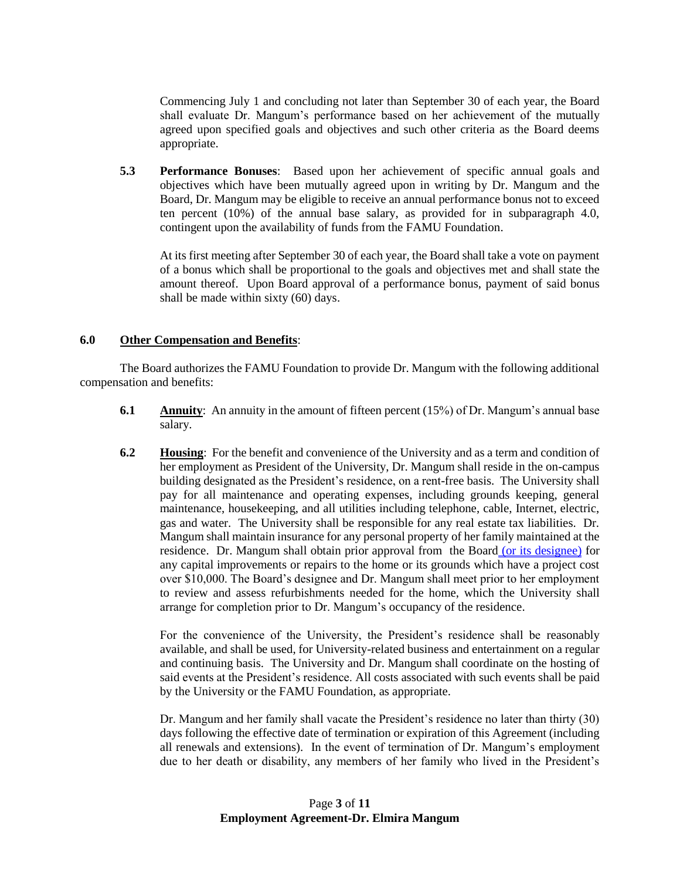Commencing July 1 and concluding not later than September 30 of each year, the Board shall evaluate Dr. Mangum's performance based on her achievement of the mutually agreed upon specified goals and objectives and such other criteria as the Board deems appropriate.

**5.3** **Performance Bonuses**: Based upon her achievement of specific annual goals and objectives which have been mutually agreed upon in writing by Dr. Mangum and the Board, Dr. Mangum may be eligible to receive an annual performance bonus not to exceed ten percent (10%) of the annual base salary, as provided for in subparagraph 4.0, contingent upon the availability of funds from the FAMU Foundation.

At its first meeting after September 30 of each year, the Board shall take a vote on payment of a bonus which shall be proportional to the goals and objectives met and shall state the amount thereof. Upon Board approval of a performance bonus, payment of said bonus shall be made within sixty (60) days.

## 6.0 Other Compensation and Benefits:

The Board authorizes the FAMU Foundation to provide Dr. Mangum with the following additional compensation and benefits:

**6.1** **Annuity**: An annuity in the amount of fifteen percent (15%) of Dr. Mangum's annual base salary.

**6.2** **Housing**: For the benefit and convenience of the University and as a term and condition of her employment as President of the University, Dr. Mangum shall reside in the on-campus building designated as the President's residence, on a rent-free basis. The University shall pay for all maintenance and operating expenses, including grounds keeping, general maintenance, housekeeping, and all utilities including telephone, cable, Internet, electric, gas and water. The University shall be responsible for any real estate tax liabilities. Dr. Mangum shall maintain insurance for any personal property of her family maintained at the residence. Dr. Mangum shall obtain prior approval from the Board (or its designee) for any capital improvements or repairs to the home or its grounds which have a project cost over $10,000. The Board's designee and Dr. Mangum shall meet prior to her employment to review and assess refurbishments needed for the home, which the University shall arrange for completion prior to Dr. Mangum's occupancy of the residence.

For the convenience of the University, the President's residence shall be reasonably available, and shall be used, for University-related business and entertainment on a regular and continuing basis. The University and Dr. Mangum shall coordinate on the hosting of said events at the President's residence. All costs associated with such events shall be paid by the University or the FAMU Foundation, as appropriate.

Dr. Mangum and her family shall vacate the President's residence no later than thirty (30) days following the effective date of termination or expiration of this Agreement (including all renewals and extensions). In the event of termination of Dr. Mangum's employment due to her death or disability, any members of her family who lived in the President's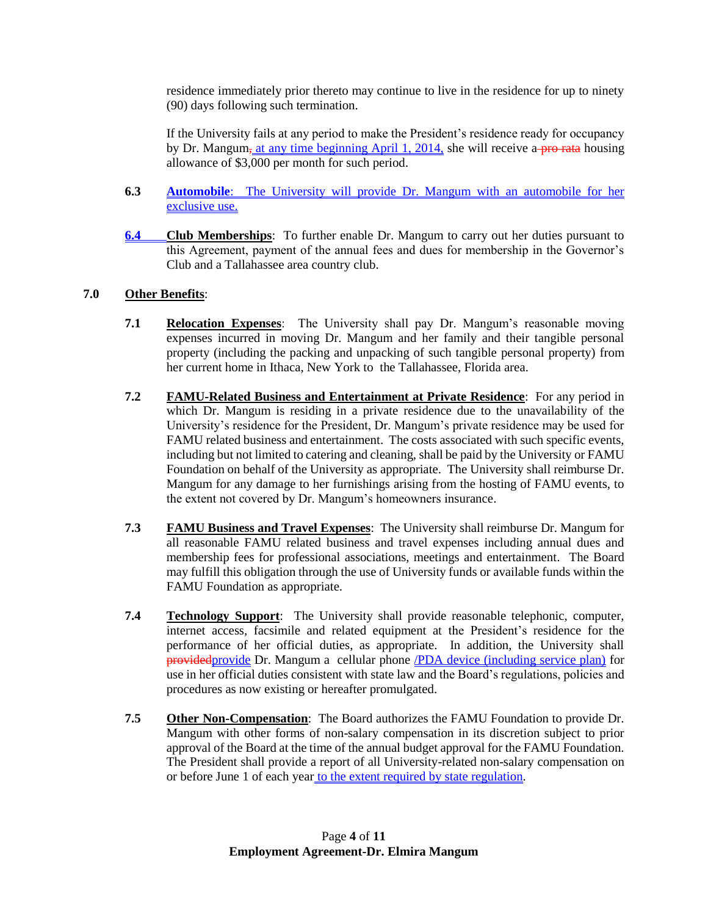residence immediately prior thereto may continue to live in the residence for up to ninety (90) days following such termination.

If the University fails at any period to make the President's residence ready for occupancy by Dr. Mangum, at any time beginning April 1, 2014, she will receive a pro rata housing allowance of $3,000 per month for such period.

**6.3** **Automobile**: The University will provide Dr. Mangum with an automobile for her exclusive use.

**6.4** **Club Memberships**: To further enable Dr. Mangum to carry out her duties pursuant to this Agreement, payment of the annual fees and dues for membership in the Governor's Club and a Tallahassee area country club.

## 7.0 Other Benefits:

**7.1** **Relocation Expenses**: The University shall pay Dr. Mangum's reasonable moving expenses incurred in moving Dr. Mangum and her family and their tangible personal property (including the packing and unpacking of such tangible personal property) from her current home in Ithaca, New York to the Tallahassee, Florida area.

**7.2** **FAMU-Related Business and Entertainment at Private Residence**: For any period in which Dr. Mangum is residing in a private residence due to the unavailability of the University's residence for the President, Dr. Mangum's private residence may be used for FAMU related business and entertainment. The costs associated with such specific events, including but not limited to catering and cleaning, shall be paid by the University or FAMU Foundation on behalf of the University as appropriate. The University shall reimburse Dr. Mangum for any damage to her furnishings arising from the hosting of FAMU events, to the extent not covered by Dr. Mangum's homeowners insurance.

**7.3** **FAMU Business and Travel Expenses**: The University shall reimburse Dr. Mangum for all reasonable FAMU related business and travel expenses including annual dues and membership fees for professional associations, meetings and entertainment. The Board may fulfill this obligation through the use of University funds or available funds within the FAMU Foundation as appropriate.

**7.4** **Technology Support**: The University shall provide reasonable telephonic, computer, internet access, facsimile and related equipment at the President's residence for the performance of her official duties, as appropriate. In addition, the University shall providedprovide Dr. Mangum a cellular phone /PDA device (including service plan) for use in her official duties consistent with state law and the Board's regulations, policies and procedures as now existing or hereafter promulgated.

**7.5** **Other Non-Compensation**: The Board authorizes the FAMU Foundation to provide Dr. Mangum with other forms of non-salary compensation in its discretion subject to prior approval of the Board at the time of the annual budget approval for the FAMU Foundation. The President shall provide a report of all University-related non-salary compensation on or before June 1 of each year to the extent required by state regulation.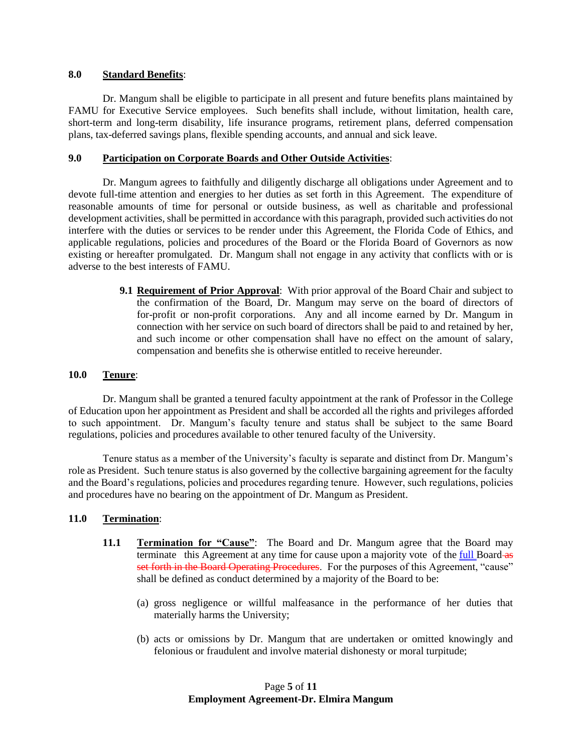**8.0 Standard Benefits**:

Dr. Mangum shall be eligible to participate in all present and future benefits plans maintained by FAMU for Executive Service employees. Such benefits shall include, without limitation, health care, short-term and long-term disability, life insurance programs, retirement plans, deferred compensation plans, tax-deferred savings plans, flexible spending accounts, and annual and sick leave.

**9.0 Participation on Corporate Boards and Other Outside Activities**:

Dr. Mangum agrees to faithfully and diligently discharge all obligations under Agreement and to devote full-time attention and energies to her duties as set forth in this Agreement. The expenditure of reasonable amounts of time for personal or outside business, as well as charitable and professional development activities, shall be permitted in accordance with this paragraph, provided such activities do not interfere with the duties or services to be render under this Agreement, the Florida Code of Ethics, and applicable regulations, policies and procedures of the Board or the Florida Board of Governors as now existing or hereafter promulgated. Dr. Mangum shall not engage in any activity that conflicts with or is adverse to the best interests of FAMU.

> **9.1 Requirement of Prior Approval**: With prior approval of the Board Chair and subject to the confirmation of the Board, Dr. Mangum may serve on the board of directors of for-profit or non-profit corporations. Any and all income earned by Dr. Mangum in connection with her service on such board of directors shall be paid to and retained by her, and such income or other compensation shall have no effect on the amount of salary, compensation and benefits she is otherwise entitled to receive hereunder.

**10.0 Tenure**:

Dr. Mangum shall be granted a tenured faculty appointment at the rank of Professor in the College of Education upon her appointment as President and shall be accorded all the rights and privileges afforded to such appointment. Dr. Mangum's faculty tenure and status shall be subject to the same Board regulations, policies and procedures available to other tenured faculty of the University.

Tenure status as a member of the University's faculty is separate and distinct from Dr. Mangum's role as President. Such tenure status is also governed by the collective bargaining agreement for the faculty and the Board's regulations, policies and procedures regarding tenure. However, such regulations, policies and procedures have no bearing on the appointment of Dr. Mangum as President.

**11.0 Termination**:

> **11.1 Termination for "Cause"**: The Board and Dr. Mangum agree that the Board may terminate this Agreement at any time for cause upon a majority vote of the full Board ~~as set forth in the Board Operating Procedures~~. For the purposes of this Agreement, "cause" shall be defined as conduct determined by a majority of the Board to be:
>
> (a) gross negligence or willful malfeasance in the performance of her duties that materially harms the University;
>
> (b) acts or omissions by Dr. Mangum that are undertaken or omitted knowingly and felonious or fraudulent and involve material dishonesty or moral turpitude;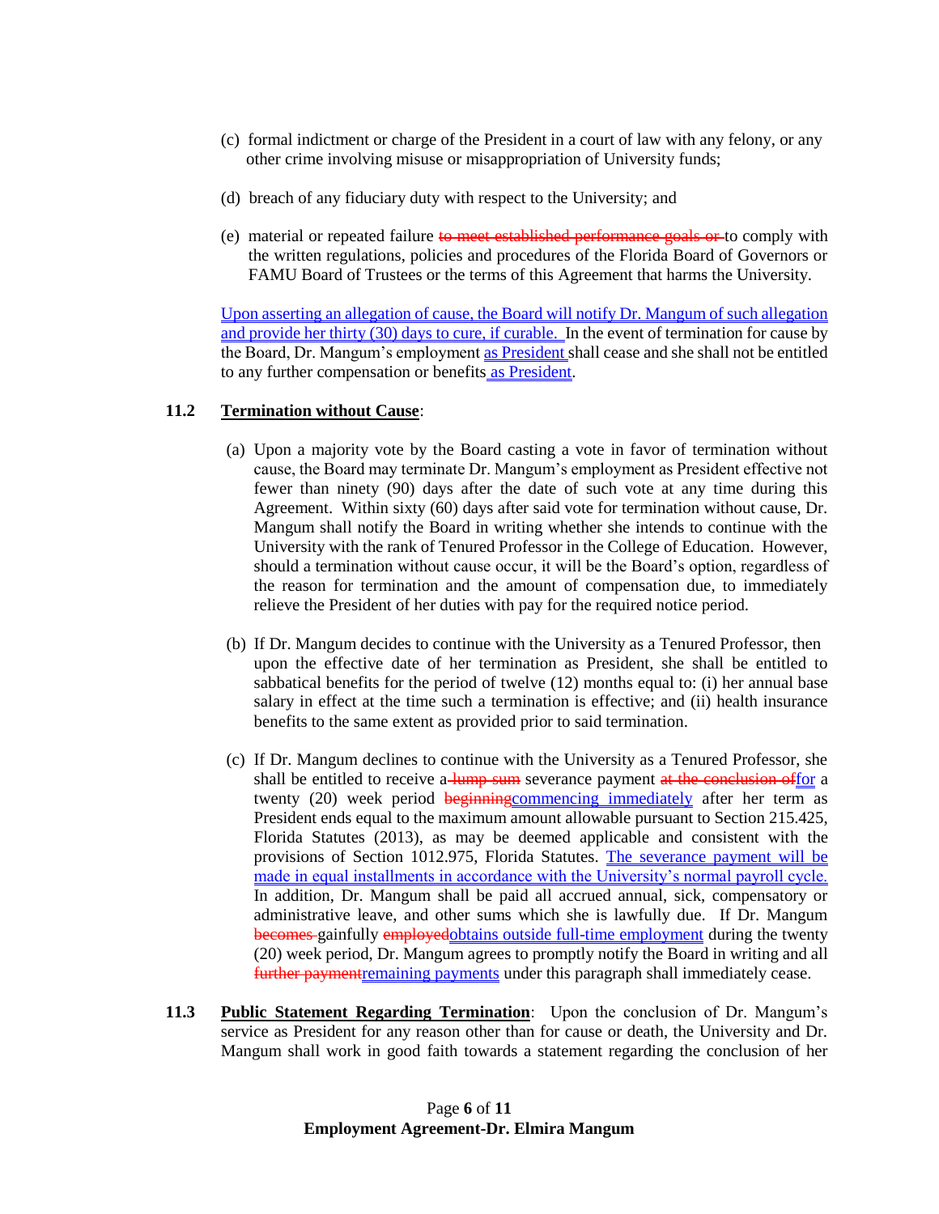(c) formal indictment or charge of the President in a court of law with any felony, or any other crime involving misuse or misappropriation of University funds;

(d) breach of any fiduciary duty with respect to the University; and

(e) material or repeated failure ~~to meet established performance goals or~~ to comply with the written regulations, policies and procedures of the Florida Board of Governors or FAMU Board of Trustees or the terms of this Agreement that harms the University.

<u>Upon asserting an allegation of cause, the Board will notify Dr. Mangum of such allegation and provide her thirty (30) days to cure, if curable.</u> In the event of termination for cause by the Board, Dr. Mangum's employment <u>as President</u> shall cease and she shall not be entitled to any further compensation or benefits <u>as President</u>.

**11.2 <u>Termination without Cause</u>**:

(a) Upon a majority vote by the Board casting a vote in favor of termination without cause, the Board may terminate Dr. Mangum's employment as President effective not fewer than ninety (90) days after the date of such vote at any time during this Agreement. Within sixty (60) days after said vote for termination without cause, Dr. Mangum shall notify the Board in writing whether she intends to continue with the University with the rank of Tenured Professor in the College of Education. However, should a termination without cause occur, it will be the Board's option, regardless of the reason for termination and the amount of compensation due, to immediately relieve the President of her duties with pay for the required notice period.

(b) If Dr. Mangum decides to continue with the University as a Tenured Professor, then upon the effective date of her termination as President, she shall be entitled to sabbatical benefits for the period of twelve (12) months equal to: (i) her annual base salary in effect at the time such a termination is effective; and (ii) health insurance benefits to the same extent as provided prior to said termination.

(c) If Dr. Mangum declines to continue with the University as a Tenured Professor, she shall be entitled to receive a ~~lump sum~~ severance payment ~~at the conclusion of~~<u>for</u> a twenty (20) week period ~~beginning~~<u>commencing immediately</u> after her term as President ends equal to the maximum amount allowable pursuant to Section 215.425, Florida Statutes (2013), as may be deemed applicable and consistent with the provisions of Section 1012.975, Florida Statutes. <u>The severance payment will be made in equal installments in accordance with the University's normal payroll cycle.</u> In addition, Dr. Mangum shall be paid all accrued annual, sick, compensatory or administrative leave, and other sums which she is lawfully due. If Dr. Mangum ~~becomes~~ gainfully ~~employed~~<u>obtains outside full-time employment</u> during the twenty (20) week period, Dr. Mangum agrees to promptly notify the Board in writing and all ~~further payment~~<u>remaining payments</u> under this paragraph shall immediately cease.

**11.3 <u>Public Statement Regarding Termination</u>**: Upon the conclusion of Dr. Mangum's service as President for any reason other than for cause or death, the University and Dr. Mangum shall work in good faith towards a statement regarding the conclusion of her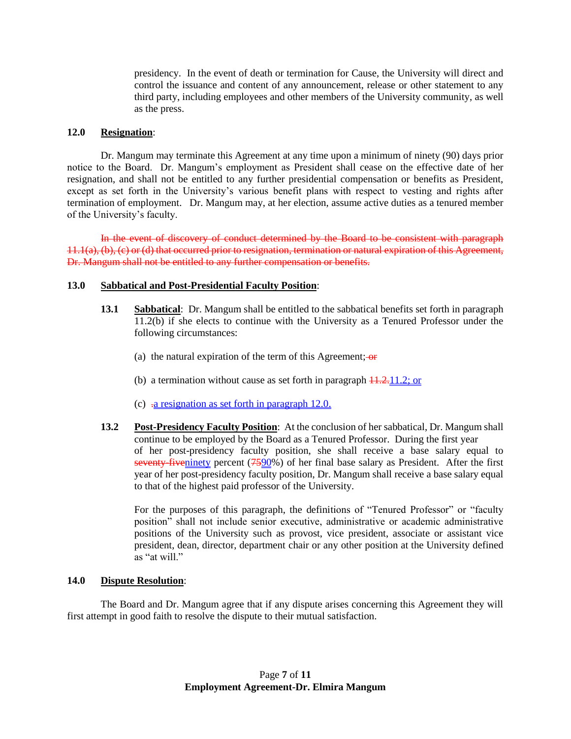presidency. In the event of death or termination for Cause, the University will direct and control the issuance and content of any announcement, release or other statement to any third party, including employees and other members of the University community, as well as the press.

**12.0 Resignation**:

Dr. Mangum may terminate this Agreement at any time upon a minimum of ninety (90) days prior notice to the Board. Dr. Mangum's employment as President shall cease on the effective date of her resignation, and shall not be entitled to any further presidential compensation or benefits as President, except as set forth in the University's various benefit plans with respect to vesting and rights after termination of employment. Dr. Mangum may, at her election, assume active duties as a tenured member of the University's faculty.

~~In the event of discovery of conduct determined by the Board to be consistent with paragraph 11.1(a), (b), (c) or (d) that occurred prior to resignation, termination or natural expiration of this Agreement, Dr. Mangum shall not be entitled to any further compensation or benefits.~~

**13.0 Sabbatical and Post-Presidential Faculty Position**:

**13.1 Sabbatical**: Dr. Mangum shall be entitled to the sabbatical benefits set forth in paragraph 11.2(b) if she elects to continue with the University as a Tenured Professor under the following circumstances:

(a) the natural expiration of the term of this Agreement; ~~or~~

(b) a termination without cause as set forth in paragraph ~~11.2.~~11.2; or

(c) ~~.~~a resignation as set forth in paragraph 12.0.

**13.2 Post-Presidency Faculty Position**: At the conclusion of her sabbatical, Dr. Mangum shall continue to be employed by the Board as a Tenured Professor. During the first year of her post-presidency faculty position, she shall receive a base salary equal to ~~seventy-five~~ninety percent (~~75~~90%) of her final base salary as President. After the first year of her post-presidency faculty position, Dr. Mangum shall receive a base salary equal to that of the highest paid professor of the University.

For the purposes of this paragraph, the definitions of "Tenured Professor" or "faculty position" shall not include senior executive, administrative or academic administrative positions of the University such as provost, vice president, associate or assistant vice president, dean, director, department chair or any other position at the University defined as "at will."

**14.0 Dispute Resolution**:

The Board and Dr. Mangum agree that if any dispute arises concerning this Agreement they will first attempt in good faith to resolve the dispute to their mutual satisfaction.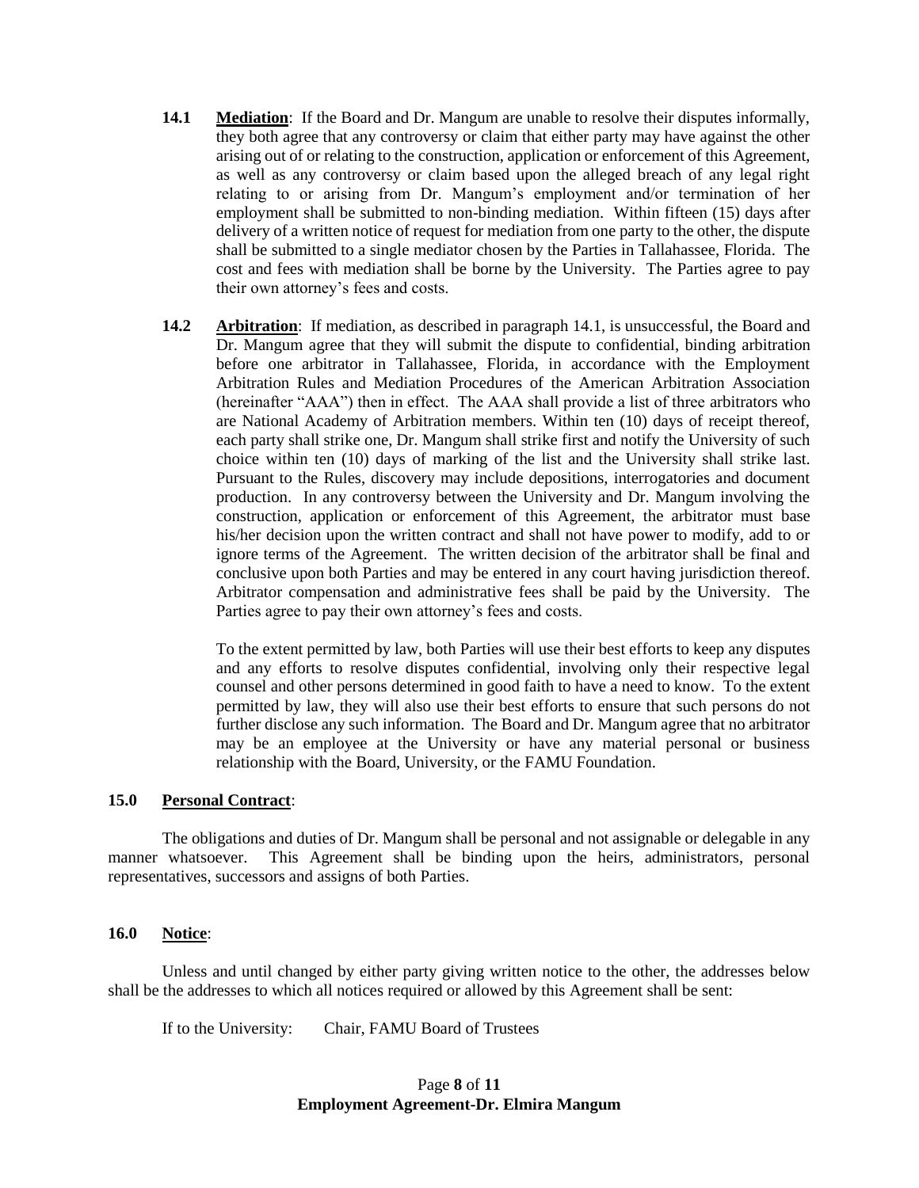**14.1** **Mediation**: If the Board and Dr. Mangum are unable to resolve their disputes informally, they both agree that any controversy or claim that either party may have against the other arising out of or relating to the construction, application or enforcement of this Agreement, as well as any controversy or claim based upon the alleged breach of any legal right relating to or arising from Dr. Mangum's employment and/or termination of her employment shall be submitted to non-binding mediation. Within fifteen (15) days after delivery of a written notice of request for mediation from one party to the other, the dispute shall be submitted to a single mediator chosen by the Parties in Tallahassee, Florida. The cost and fees with mediation shall be borne by the University. The Parties agree to pay their own attorney's fees and costs.

**14.2** **Arbitration**: If mediation, as described in paragraph 14.1, is unsuccessful, the Board and Dr. Mangum agree that they will submit the dispute to confidential, binding arbitration before one arbitrator in Tallahassee, Florida, in accordance with the Employment Arbitration Rules and Mediation Procedures of the American Arbitration Association (hereinafter "AAA") then in effect. The AAA shall provide a list of three arbitrators who are National Academy of Arbitration members. Within ten (10) days of receipt thereof, each party shall strike one, Dr. Mangum shall strike first and notify the University of such choice within ten (10) days of marking of the list and the University shall strike last. Pursuant to the Rules, discovery may include depositions, interrogatories and document production. In any controversy between the University and Dr. Mangum involving the construction, application or enforcement of this Agreement, the arbitrator must base his/her decision upon the written contract and shall not have power to modify, add to or ignore terms of the Agreement. The written decision of the arbitrator shall be final and conclusive upon both Parties and may be entered in any court having jurisdiction thereof. Arbitrator compensation and administrative fees shall be paid by the University. The Parties agree to pay their own attorney's fees and costs.

To the extent permitted by law, both Parties will use their best efforts to keep any disputes and any efforts to resolve disputes confidential, involving only their respective legal counsel and other persons determined in good faith to have a need to know. To the extent permitted by law, they will also use their best efforts to ensure that such persons do not further disclose any such information. The Board and Dr. Mangum agree that no arbitrator may be an employee at the University or have any material personal or business relationship with the Board, University, or the FAMU Foundation.

**15.0** **Personal Contract**:

The obligations and duties of Dr. Mangum shall be personal and not assignable or delegable in any manner whatsoever. This Agreement shall be binding upon the heirs, administrators, personal representatives, successors and assigns of both Parties.

**16.0** **Notice**:

Unless and until changed by either party giving written notice to the other, the addresses below shall be the addresses to which all notices required or allowed by this Agreement shall be sent:

If to the University: Chair, FAMU Board of Trustees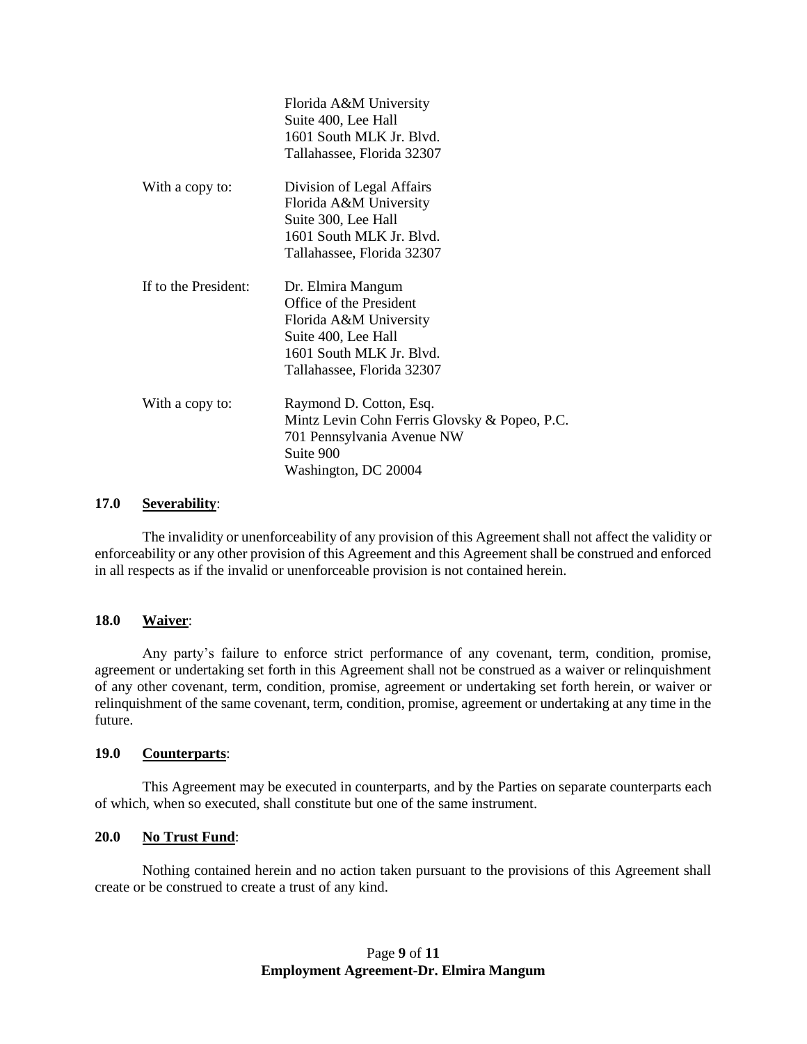Florida A&M University
Suite 400, Lee Hall
1601 South MLK Jr. Blvd.
Tallahassee, Florida 32307

With a copy to:

Division of Legal Affairs
Florida A&M University
Suite 300, Lee Hall
1601 South MLK Jr. Blvd.
Tallahassee, Florida 32307

If to the President:

Dr. Elmira Mangum
Office of the President
Florida A&M University
Suite 400, Lee Hall
1601 South MLK Jr. Blvd.
Tallahassee, Florida 32307

With a copy to:

Raymond D. Cotton, Esq.
Mintz Levin Cohn Ferris Glovsky & Popeo, P.C.
701 Pennsylvania Avenue NW
Suite 900
Washington, DC 20004

**17.0 Severability**:

The invalidity or unenforceability of any provision of this Agreement shall not affect the validity or enforceability or any other provision of this Agreement and this Agreement shall be construed and enforced in all respects as if the invalid or unenforceable provision is not contained herein.

**18.0 Waiver**:

Any party's failure to enforce strict performance of any covenant, term, condition, promise, agreement or undertaking set forth in this Agreement shall not be construed as a waiver or relinquishment of any other covenant, term, condition, promise, agreement or undertaking set forth herein, or waiver or relinquishment of the same covenant, term, condition, promise, agreement or undertaking at any time in the future.

**19.0 Counterparts**:

This Agreement may be executed in counterparts, and by the Parties on separate counterparts each of which, when so executed, shall constitute but one of the same instrument.

**20.0 No Trust Fund**:

Nothing contained herein and no action taken pursuant to the provisions of this Agreement shall create or be construed to create a trust of any kind.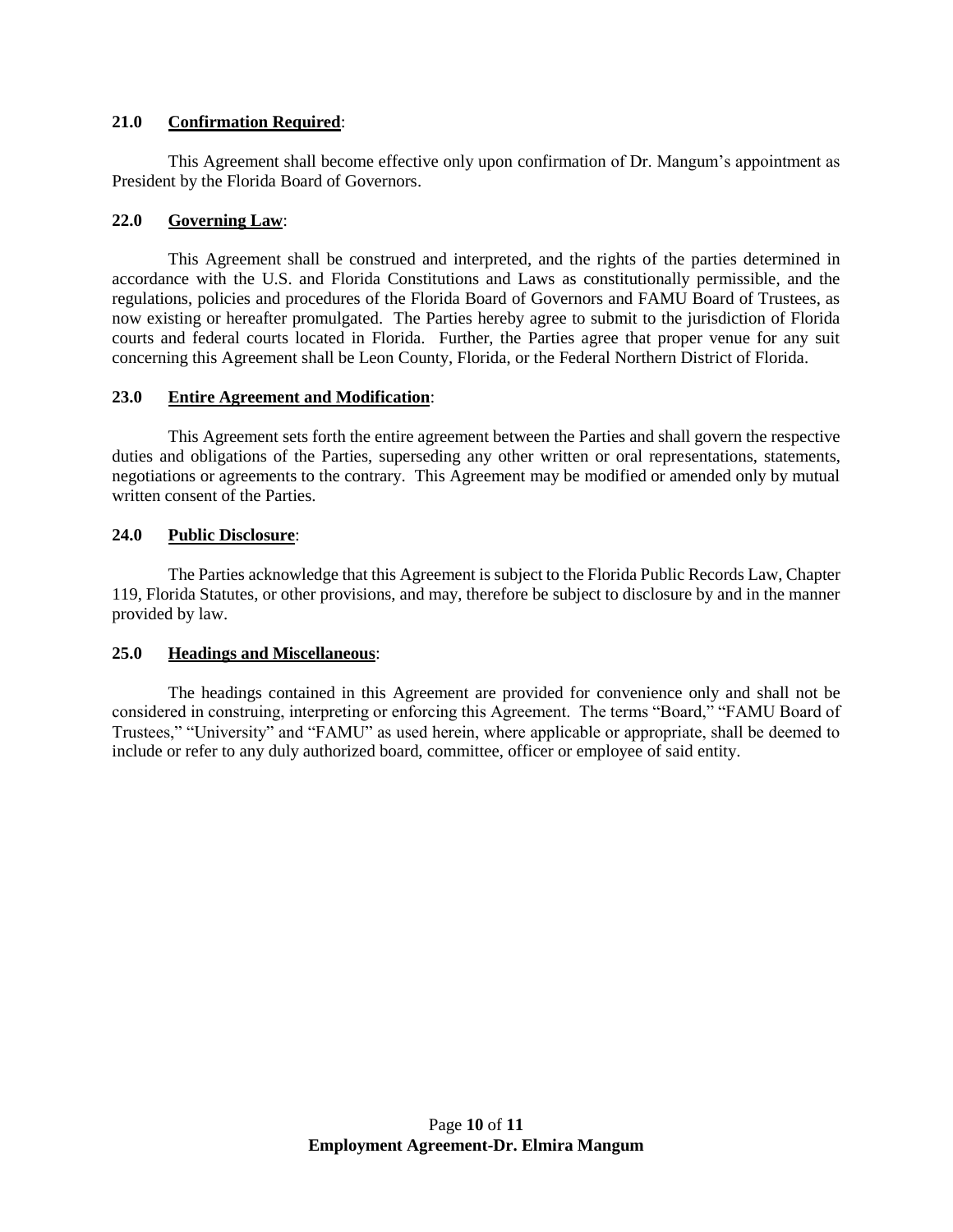**21.0 Confirmation Required**:

This Agreement shall become effective only upon confirmation of Dr. Mangum's appointment as President by the Florida Board of Governors.

**22.0 Governing Law**:

This Agreement shall be construed and interpreted, and the rights of the parties determined in accordance with the U.S. and Florida Constitutions and Laws as constitutionally permissible, and the regulations, policies and procedures of the Florida Board of Governors and FAMU Board of Trustees, as now existing or hereafter promulgated. The Parties hereby agree to submit to the jurisdiction of Florida courts and federal courts located in Florida. Further, the Parties agree that proper venue for any suit concerning this Agreement shall be Leon County, Florida, or the Federal Northern District of Florida.

**23.0 Entire Agreement and Modification**:

This Agreement sets forth the entire agreement between the Parties and shall govern the respective duties and obligations of the Parties, superseding any other written or oral representations, statements, negotiations or agreements to the contrary. This Agreement may be modified or amended only by mutual written consent of the Parties.

**24.0 Public Disclosure**:

The Parties acknowledge that this Agreement is subject to the Florida Public Records Law, Chapter 119, Florida Statutes, or other provisions, and may, therefore be subject to disclosure by and in the manner provided by law.

**25.0 Headings and Miscellaneous**:

The headings contained in this Agreement are provided for convenience only and shall not be considered in construing, interpreting or enforcing this Agreement. The terms "Board," "FAMU Board of Trustees," "University" and "FAMU" as used herein, where applicable or appropriate, shall be deemed to include or refer to any duly authorized board, committee, officer or employee of said entity.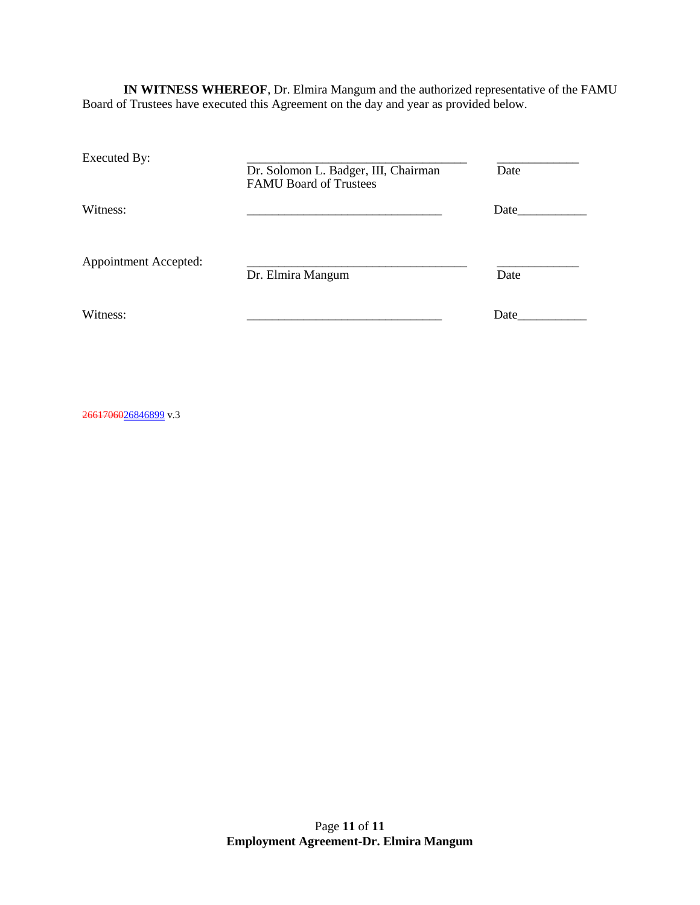**IN WITNESS WHEREOF**, Dr. Elmira Mangum and the authorized representative of the FAMU Board of Trustees have executed this Agreement on the day and year as provided below.

| | | |
|---|---|---|
| Executed By: | ___________________________________<br>Dr. Solomon L. Badger, III, Chairman<br>FAMU Board of Trustees | _____________<br>Date |
| Witness: | _______________________________ | Date___________ |
| Appointment Accepted: | ___________________________________<br>Dr. Elmira Mangum | _____________<br>Date |
| Witness: | _______________________________ | Date___________ |

~~26617060~~26846899 v.3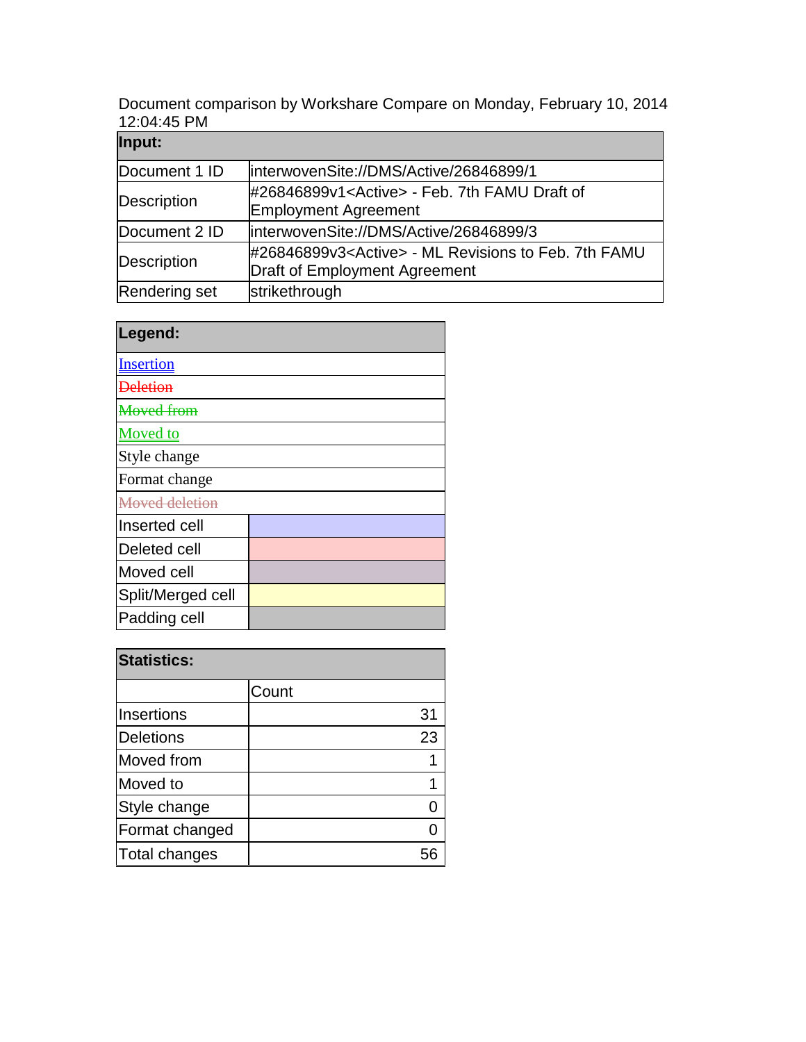Document comparison by Workshare Compare on Monday, February 10, 2014 12:04:45 PM

| **Input:** | |
|---|---|
| Document 1 ID | interwovenSite://DMS/Active/26846899/1 |
| Description | #26846899v1<Active> - Feb. 7th FAMU Draft of Employment Agreement |
| Document 2 ID | interwovenSite://DMS/Active/26846899/3 |
| Description | #26846899v3<Active> - ML Revisions to Feb. 7th FAMU Draft of Employment Agreement |
| Rendering set | strikethrough |

| **Legend:** | |
|---|---|
| Insertion | |
| ~~Deletion~~ | |
| ~~Moved from~~ | |
| Moved to | |
| Style change | |
| Format change | |
| ~~Moved deletion~~ | |
| Inserted cell | |
| Deleted cell | |
| Moved cell | |
| Split/Merged cell | |
| Padding cell | |

| **Statistics:** | |
|---|---|
| | Count |
| Insertions | 31 |
| Deletions | 23 |
| Moved from | 1 |
| Moved to | 1 |
| Style change | 0 |
| Format changed | 0 |
| Total changes | 56 |